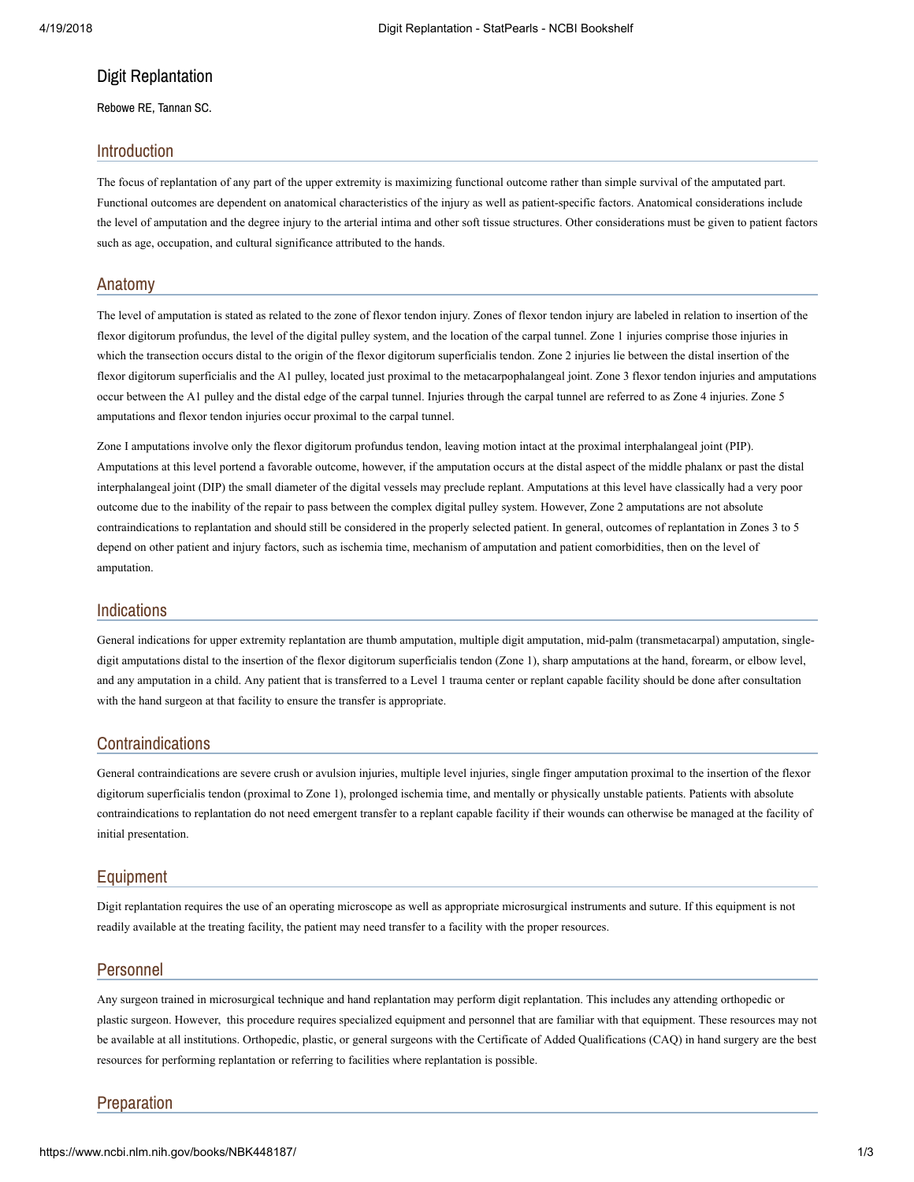# Digit Replantation

Rebowe RE, Tannan SC.

## Introduction

The focus of replantation of any part of the upper extremity is maximizing functional outcome rather than simple survival of the amputated part. Functional outcomes are dependent on anatomical characteristics of the injury as well as patient-specific factors. Anatomical considerations include the level of amputation and the degree injury to the arterial intima and other soft tissue structures. Other considerations must be given to patient factors such as age, occupation, and cultural significance attributed to the hands.

## Anatomy

The level of amputation is stated as related to the zone of flexor tendon injury. Zones of flexor tendon injury are labeled in relation to insertion of the flexor digitorum profundus, the level of the digital pulley system, and the location of the carpal tunnel. Zone 1 injuries comprise those injuries in which the transection occurs distal to the origin of the flexor digitorum superficialis tendon. Zone 2 injuries lie between the distal insertion of the flexor digitorum superficialis and the A1 pulley, located just proximal to the metacarpophalangeal joint. Zone 3 flexor tendon injuries and amputations occur between the A1 pulley and the distal edge of the carpal tunnel. Injuries through the carpal tunnel are referred to as Zone 4 injuries. Zone 5 amputations and flexor tendon injuries occur proximal to the carpal tunnel.

Zone I amputations involve only the flexor digitorum profundus tendon, leaving motion intact at the proximal interphalangeal joint (PIP). Amputations at this level portend a favorable outcome, however, if the amputation occurs at the distal aspect of the middle phalanx or past the distal interphalangeal joint (DIP) the small diameter of the digital vessels may preclude replant. Amputations at this level have classically had a very poor outcome due to the inability of the repair to pass between the complex digital pulley system. However, Zone 2 amputations are not absolute contraindications to replantation and should still be considered in the properly selected patient. In general, outcomes of replantation in Zones 3 to 5 depend on other patient and injury factors, such as ischemia time, mechanism of amputation and patient comorbidities, then on the level of amputation.

## Indications

General indications for upper extremity replantation are thumb amputation, multiple digit amputation, mid-palm (transmetacarpal) amputation, single-digit amputations distal to the insertion of the flexor digitorum superficialis tendon (Zone 1), sharp amputations at the hand, forearm, or elbow level, and any amputation in a child. Any patient that is transferred to a Level 1 trauma center or replant capable facility should be done after consultation with the hand surgeon at that facility to ensure the transfer is appropriate.

## Contraindications

General contraindications are severe crush or avulsion injuries, multiple level injuries, single finger amputation proximal to the insertion of the flexor digitorum superficialis tendon (proximal to Zone 1), prolonged ischemia time, and mentally or physically unstable patients. Patients with absolute contraindications to replantation do not need emergent transfer to a replant capable facility if their wounds can otherwise be managed at the facility of initial presentation.

## Equipment

Digit replantation requires the use of an operating microscope as well as appropriate microsurgical instruments and suture. If this equipment is not readily available at the treating facility, the patient may need transfer to a facility with the proper resources.

## Personnel

Any surgeon trained in microsurgical technique and hand replantation may perform digit replantation. This includes any attending orthopedic or plastic surgeon. However, this procedure requires specialized equipment and personnel that are familiar with that equipment. These resources may not be available at all institutions. Orthopedic, plastic, or general surgeons with the Certificate of Added Qualifications (CAQ) in hand surgery are the best resources for performing replantation or referring to facilities where replantation is possible.

## Preparation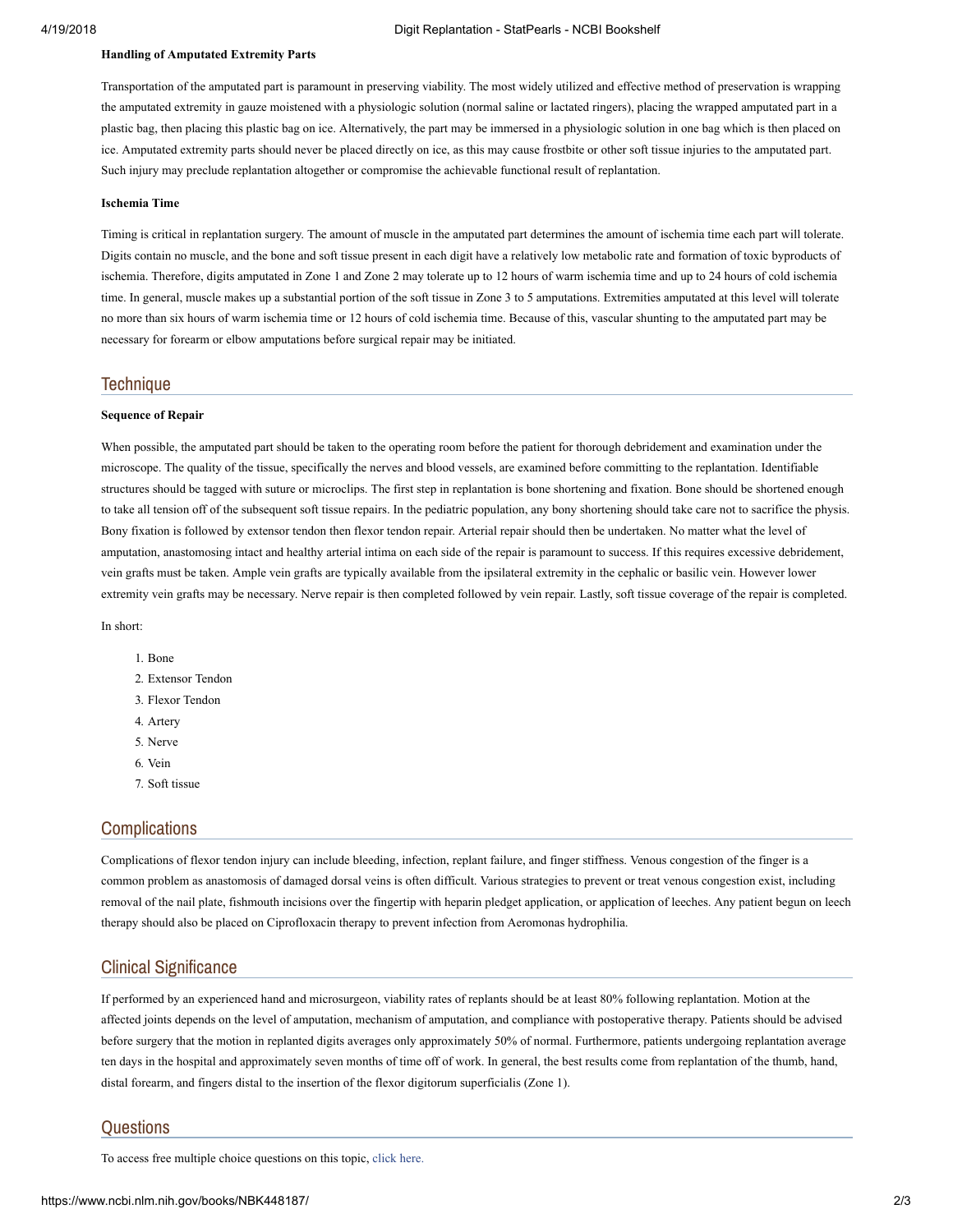**Handling of Amputated Extremity Parts**

Transportation of the amputated part is paramount in preserving viability. The most widely utilized and effective method of preservation is wrapping the amputated extremity in gauze moistened with a physiologic solution (normal saline or lactated ringers), placing the wrapped amputated part in a plastic bag, then placing this plastic bag on ice. Alternatively, the part may be immersed in a physiologic solution in one bag which is then placed on ice. Amputated extremity parts should never be placed directly on ice, as this may cause frostbite or other soft tissue injuries to the amputated part. Such injury may preclude replantation altogether or compromise the achievable functional result of replantation.

**Ischemia Time**

Timing is critical in replantation surgery. The amount of muscle in the amputated part determines the amount of ischemia time each part will tolerate. Digits contain no muscle, and the bone and soft tissue present in each digit have a relatively low metabolic rate and formation of toxic byproducts of ischemia. Therefore, digits amputated in Zone 1 and Zone 2 may tolerate up to 12 hours of warm ischemia time and up to 24 hours of cold ischemia time. In general, muscle makes up a substantial portion of the soft tissue in Zone 3 to 5 amputations. Extremities amputated at this level will tolerate no more than six hours of warm ischemia time or 12 hours of cold ischemia time. Because of this, vascular shunting to the amputated part may be necessary for forearm or elbow amputations before surgical repair may be initiated.

## Technique

**Sequence of Repair**

When possible, the amputated part should be taken to the operating room before the patient for thorough debridement and examination under the microscope. The quality of the tissue, specifically the nerves and blood vessels, are examined before committing to the replantation. Identifiable structures should be tagged with suture or microclips. The first step in replantation is bone shortening and fixation. Bone should be shortened enough to take all tension off of the subsequent soft tissue repairs. In the pediatric population, any bony shortening should take care not to sacrifice the physis. Bony fixation is followed by extensor tendon then flexor tendon repair. Arterial repair should then be undertaken. No matter what the level of amputation, anastomosing intact and healthy arterial intima on each side of the repair is paramount to success. If this requires excessive debridement, vein grafts must be taken. Ample vein grafts are typically available from the ipsilateral extremity in the cephalic or basilic vein. However lower extremity vein grafts may be necessary. Nerve repair is then completed followed by vein repair. Lastly, soft tissue coverage of the repair is completed.

In short:

1. Bone
2. Extensor Tendon
3. Flexor Tendon
4. Artery
5. Nerve
6. Vein
7. Soft tissue

## Complications

Complications of flexor tendon injury can include bleeding, infection, replant failure, and finger stiffness. Venous congestion of the finger is a common problem as anastomosis of damaged dorsal veins is often difficult. Various strategies to prevent or treat venous congestion exist, including removal of the nail plate, fishmouth incisions over the fingertip with heparin pledget application, or application of leeches. Any patient begun on leech therapy should also be placed on Ciprofloxacin therapy to prevent infection from Aeromonas hydrophilia.

## Clinical Significance

If performed by an experienced hand and microsurgeon, viability rates of replants should be at least 80% following replantation. Motion at the affected joints depends on the level of amputation, mechanism of amputation, and compliance with postoperative therapy. Patients should be advised before surgery that the motion in replanted digits averages only approximately 50% of normal. Furthermore, patients undergoing replantation average ten days in the hospital and approximately seven months of time off of work. In general, the best results come from replantation of the thumb, hand, distal forearm, and fingers distal to the insertion of the flexor digitorum superficialis (Zone 1).

## Questions

To access free multiple choice questions on this topic, click here.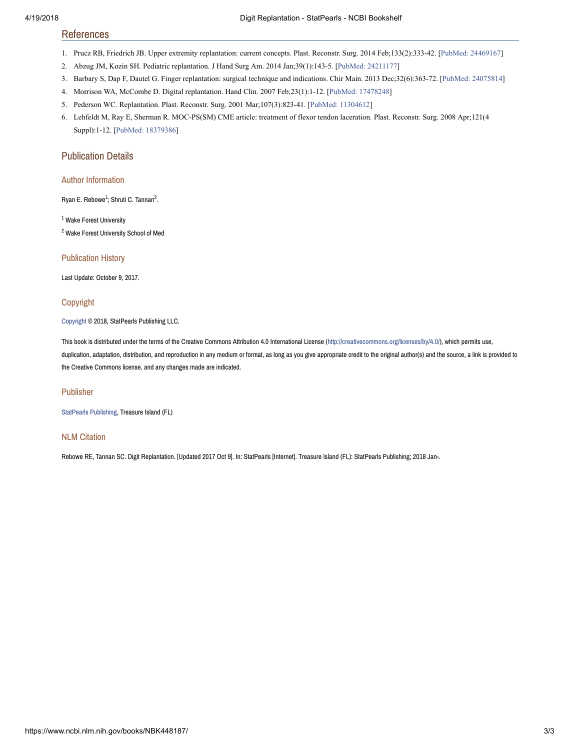## References

1. Prucz RB, Friedrich JB. Upper extremity replantation: current concepts. Plast. Reconstr. Surg. 2014 Feb;133(2):333-42. [PubMed: 24469167]
2. Abzug JM, Kozin SH. Pediatric replantation. J Hand Surg Am. 2014 Jan;39(1):143-5. [PubMed: 24211177]
3. Barbary S, Dap F, Dautel G. Finger replantation: surgical technique and indications. Chir Main. 2013 Dec;32(6):363-72. [PubMed: 24075814]
4. Morrison WA, McCombe D. Digital replantation. Hand Clin. 2007 Feb;23(1):1-12. [PubMed: 17478248]
5. Pederson WC. Replantation. Plast. Reconstr. Surg. 2001 Mar;107(3):823-41. [PubMed: 11304612]
6. Lehfeldt M, Ray E, Sherman R. MOC-PS(SM) CME article: treatment of flexor tendon laceration. Plast. Reconstr. Surg. 2008 Apr;121(4 Suppl):1-12. [PubMed: 18379386]

## Publication Details

### Author Information

Ryan E. Rebowe[1]; Shruti C. Tannan[2].

[1] Wake Forest University

[2] Wake Forest University School of Med

### Publication History

Last Update: October 9, 2017.

### Copyright

Copyright © 2018, StatPearls Publishing LLC.

This book is distributed under the terms of the Creative Commons Attribution 4.0 International License (http://creativecommons.org/licenses/by/4.0/), which permits use, duplication, adaptation, distribution, and reproduction in any medium or format, as long as you give appropriate credit to the original author(s) and the source, a link is provided to the Creative Commons license, and any changes made are indicated.

### Publisher

StatPearls Publishing, Treasure Island (FL)

### NLM Citation

Rebowe RE, Tannan SC. Digit Replantation. [Updated 2017 Oct 9]. In: StatPearls [Internet]. Treasure Island (FL): StatPearls Publishing; 2018 Jan-.